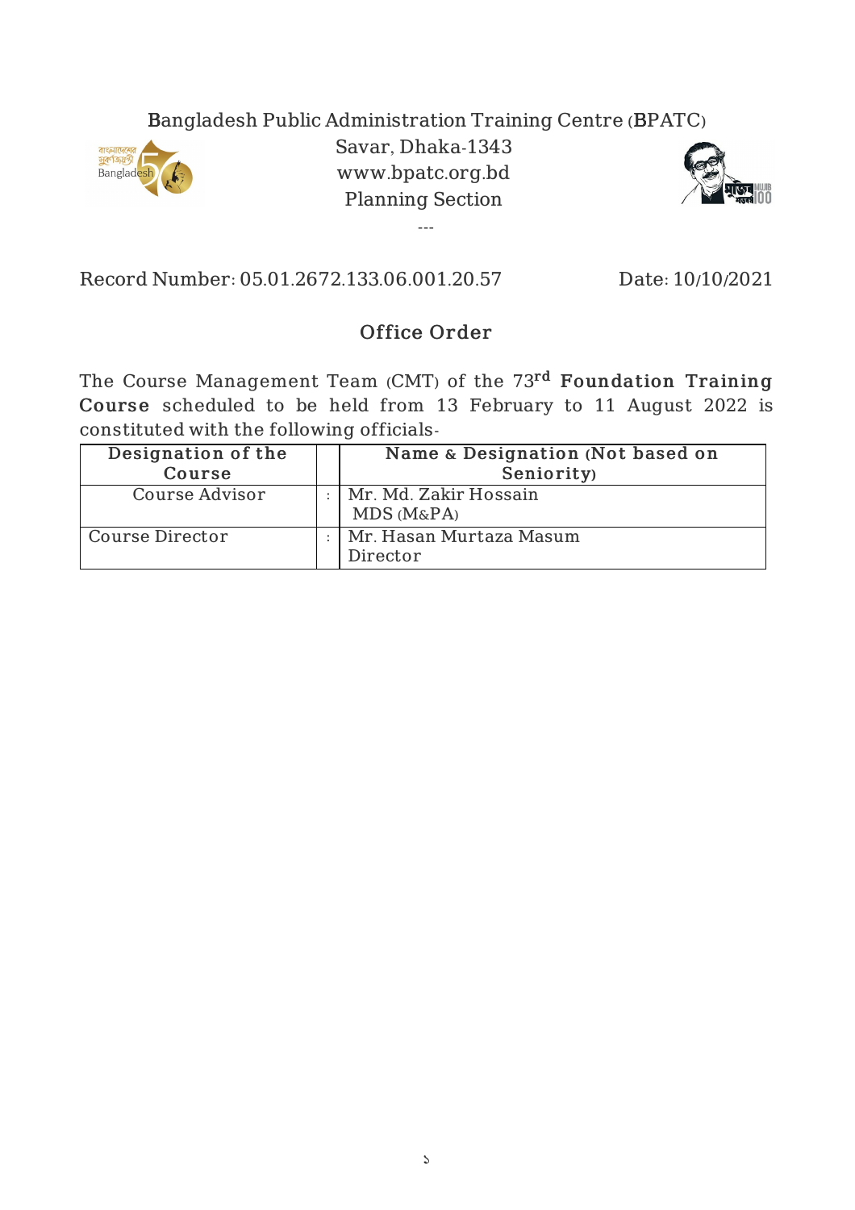Bangladesh Public Administration Training Centre (BPATC)
Savar, Dhaka-1343
www.bpatc.org.bd
Planning Section

---

Record Number: 05.01.2672.133.06.001.20.57 | Date: 10/10/2021

## Office Order

The Course Management Team (CMT) of the 73rd **Foundation Training Course** scheduled to be held from 13 February to 11 August 2022 is constituted with the following officials-

| **Designation of the Course** | | **Name & Designation (Not based on Seniority)** |
|---|---|---|
| Course Advisor | : | Mr. Md. Zakir Hossain<br>MDS (M&PA) |
| Course Director | : | Mr. Hasan Murtaza Masum<br>Director |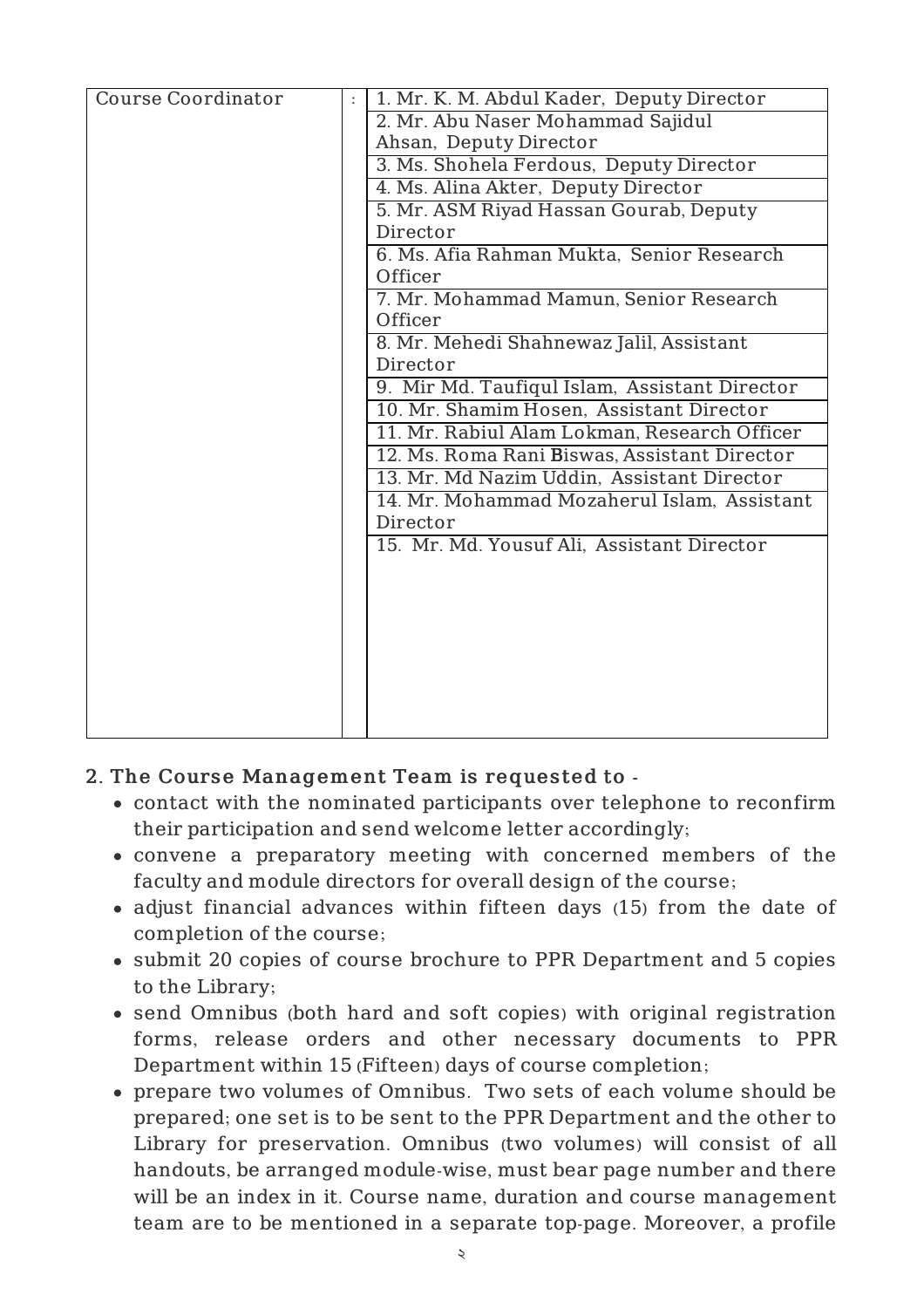| Course Coordinator | : | 1. Mr. K. M. Abdul Kader, Deputy Director |
|---|---|---|
| | | 2. Mr. Abu Naser Mohammad Sajidul Ahsan, Deputy Director |
| | | 3. Ms. Shohela Ferdous, Deputy Director |
| | | 4. Ms. Alina Akter, Deputy Director |
| | | 5. Mr. ASM Riyad Hassan Gourab, Deputy Director |
| | | 6. Ms. Afia Rahman Mukta, Senior Research Officer |
| | | 7. Mr. Mohammad Mamun, Senior Research Officer |
| | | 8. Mr. Mehedi Shahnewaz Jalil, Assistant Director |
| | | 9. Mir Md. Taufiqul Islam, Assistant Director |
| | | 10. Mr. Shamim Hosen, Assistant Director |
| | | 11. Mr. Rabiul Alam Lokman, Research Officer |
| | | 12. Ms. Roma Rani Biswas, Assistant Director |
| | | 13. Mr. Md Nazim Uddin, Assistant Director |
| | | 14. Mr. Mohammad Mozaherul Islam, Assistant Director |
| | | 15. Mr. Md. Yousuf Ali, Assistant Director |

**2. The Course Management Team is requested to -**

- contact with the nominated participants over telephone to reconfirm their participation and send welcome letter accordingly;
- convene a preparatory meeting with concerned members of the faculty and module directors for overall design of the course;
- adjust financial advances within fifteen days (15) from the date of completion of the course;
- submit 20 copies of course brochure to PPR Department and 5 copies to the Library;
- send Omnibus (both hard and soft copies) with original registration forms, release orders and other necessary documents to PPR Department within 15 (Fifteen) days of course completion;
- prepare two volumes of Omnibus. Two sets of each volume should be prepared; one set is to be sent to the PPR Department and the other to Library for preservation. Omnibus (two volumes) will consist of all handouts, be arranged module-wise, must bear page number and there will be an index in it. Course name, duration and course management team are to be mentioned in a separate top-page. Moreover, a profile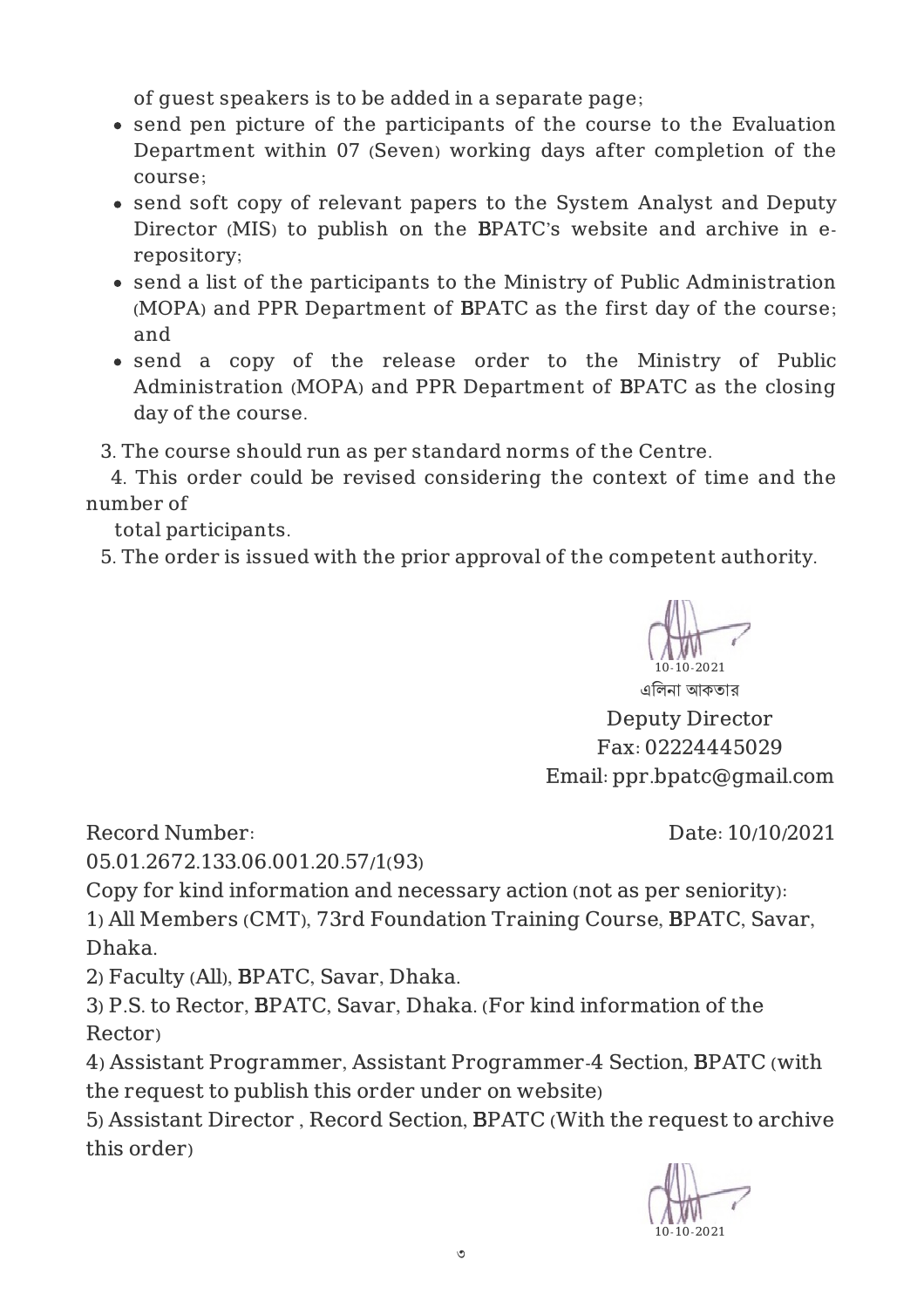of guest speakers is to be added in a separate page;

- send pen picture of the participants of the course to the Evaluation Department within 07 (Seven) working days after completion of the course;
- send soft copy of relevant papers to the System Analyst and Deputy Director (MIS) to publish on the BPATC's website and archive in e-repository;
- send a list of the participants to the Ministry of Public Administration (MOPA) and PPR Department of BPATC as the first day of the course; and
- send a copy of the release order to the Ministry of Public Administration (MOPA) and PPR Department of BPATC as the closing day of the course.

3. The course should run as per standard norms of the Centre.
4. This order could be revised considering the context of time and the number of total participants.
5. The order is issued with the prior approval of the competent authority.

10-10-2021

এলিনা আকতার

Deputy Director

Fax: 02224445029

Email: ppr.bpatc@gmail.com

Record Number: 05.01.2672.133.06.001.20.57/1(93)

Date: 10/10/2021

Copy for kind information and necessary action (not as per seniority):

1) All Members (CMT), 73rd Foundation Training Course, BPATC, Savar, Dhaka.
2) Faculty (All), BPATC, Savar, Dhaka.
3) P.S. to Rector, BPATC, Savar, Dhaka. (For kind information of the Rector)
4) Assistant Programmer, Assistant Programmer-4 Section, BPATC (with the request to publish this order under on website)
5) Assistant Director , Record Section, BPATC (With the request to archive this order)

10-10-2021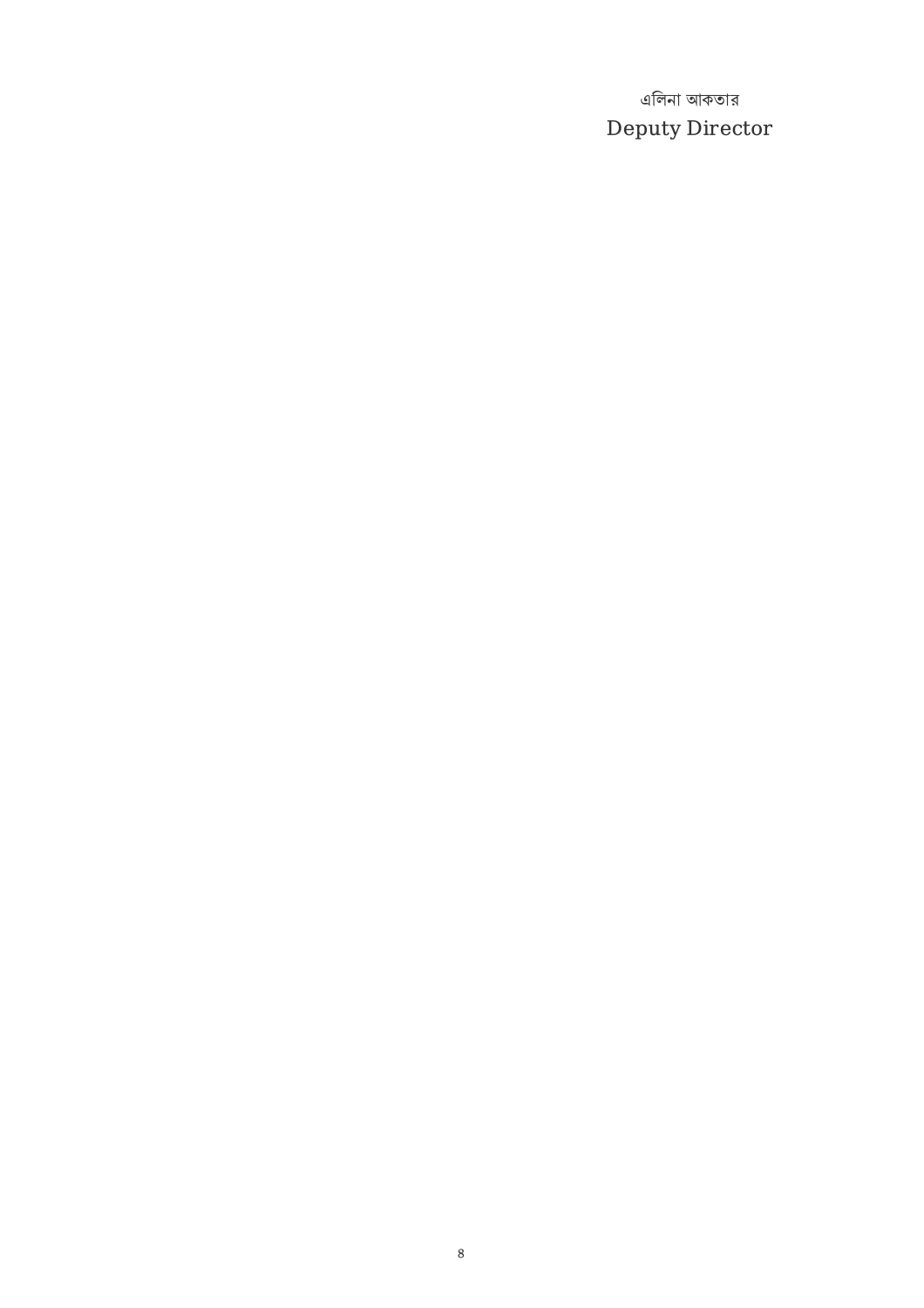এলিনা আকতার
Deputy Director